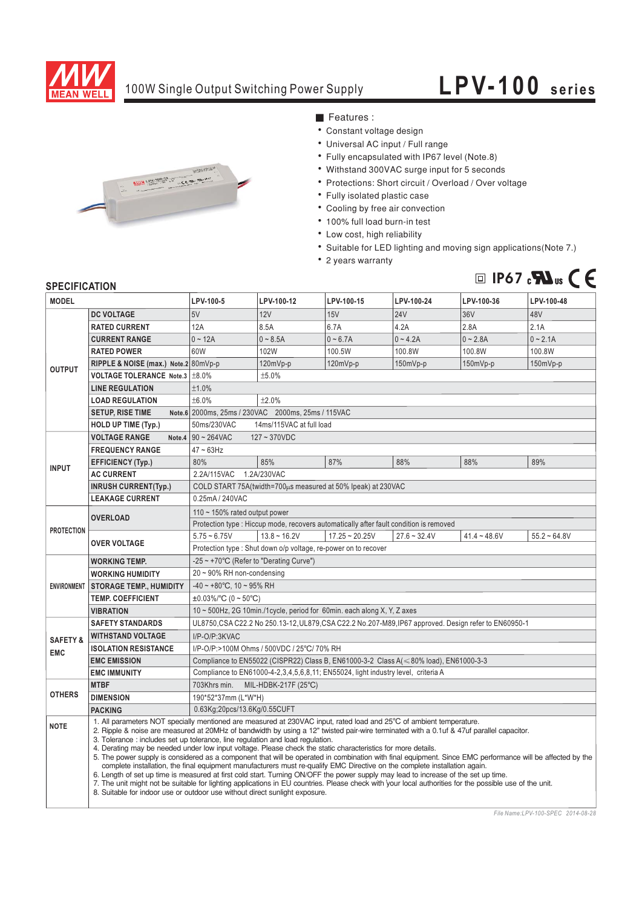# 100W Single Output Switching Power Supply

## LPV-100 series

■ Features :

- Constant voltage design
- Universal AC input / Full range
- Fully encapsulated with IP67 level (Note.8)
- Withstand 300VAC surge input for 5 seconds
- Protections: Short circuit / Overload / Over voltage
- Fully isolated plastic case
- Cooling by free air convection
- 100% full load burn-in test
- Low cost, high reliability
- Suitable for LED lighting and moving sign applications(Note 7.)
- 2 years warranty

IP67

## SPECIFICATION

| MODEL | | LPV-100-5 | LPV-100-12 | LPV-100-15 | LPV-100-24 | LPV-100-36 | LPV-100-48 |
|---|---|---|---|---|---|---|---|
| OUTPUT | DC VOLTAGE | 5V | 12V | 15V | 24V | 36V | 48V |
| | RATED CURRENT | 12A | 8.5A | 6.7A | 4.2A | 2.8A | 2.1A |
| | CURRENT RANGE | 0 ~ 12A | 0 ~ 8.5A | 0 ~ 6.7A | 0 ~ 4.2A | 0 ~ 2.8A | 0 ~ 2.1A |
| | RATED POWER | 60W | 102W | 100.5W | 100.8W | 100.8W | 100.8W |
| | RIPPLE & NOISE (max.) Note.2 | 80mVp-p | 120mVp-p | 120mVp-p | 150mVp-p | 150mVp-p | 150mVp-p |
| | VOLTAGE TOLERANCE Note.3 | ±8.0% | ±5.0% | | | | |
| | LINE REGULATION | ±1.0% | | | | | |
| | LOAD REGULATION | ±6.0% | ±2.0% | | | | |
| | SETUP, RISE TIME Note.6 | 2000ms, 25ms / 230VAC 2000ms, 25ms / 115VAC | | | | | |
| | HOLD UP TIME (Typ.) | 50ms/230VAC 14ms/115VAC at full load | | | | | |
| INPUT | VOLTAGE RANGE Note.4 | 90 ~ 264VAC 127 ~ 370VDC | | | | | |
| | FREQUENCY RANGE | 47 ~ 63Hz | | | | | |
| | EFFICIENCY (Typ.) | 80% | 85% | 87% | 88% | 88% | 89% |
| | AC CURRENT | 2.2A/115VAC 1.2A/230VAC | | | | | |
| | INRUSH CURRENT(Typ.) | COLD START 75A(twidth=700µs measured at 50% Ipeak) at 230VAC | | | | | |
| | LEAKAGE CURRENT | 0.25mA / 240VAC | | | | | |
| PROTECTION | OVERLOAD | 110 ~ 150% rated output power | | | | | |
| | | Protection type : Hiccup mode, recovers automatically after fault condition is removed | | | | | |
| | OVER VOLTAGE | 5.75 ~ 6.75V | 13.8 ~ 16.2V | 17.25 ~ 20.25V | 27.6 ~ 32.4V | 41.4 ~ 48.6V | 55.2 ~ 64.8V |
| | | Protection type : Shut down o/p voltage, re-power on to recover | | | | | |
| ENVIRONMENT | WORKING TEMP. | -25 ~ +70°C (Refer to "Derating Curve") | | | | | |
| | WORKING HUMIDITY | 20 ~ 90% RH non-condensing | | | | | |
| | STORAGE TEMP., HUMIDITY | -40 ~ +80°C, 10 ~ 95% RH | | | | | |
| | TEMP. COEFFICIENT | ±0.03%/°C (0 ~ 50°C) | | | | | |
| | VIBRATION | 10 ~ 500Hz, 2G 10min./1cycle, period for 60min. each along X, Y, Z axes | | | | | |
| SAFETY & EMC | SAFETY STANDARDS | UL8750,CSA C22.2 No 250.13-12,UL879,CSA C22.2 No.207-M89,IP67 approved. Design refer to EN60950-1 | | | | | |
| | WITHSTAND VOLTAGE | I/P-O/P:3KVAC | | | | | |
| | ISOLATION RESISTANCE | I/P-O/P:>100M Ohms / 500VDC / 25°C/ 70% RH | | | | | |
| | EMC EMISSION | Compliance to EN55022 (CISPR22) Class B, EN61000-3-2 Class A(≤80% load), EN61000-3-3 | | | | | |
| | EMC IMMUNITY | Compliance to EN61000-4-2,3,4,5,6,8,11; EN55024, light industry level, criteria A | | | | | |
| OTHERS | MTBF | 703Khrs min. MIL-HDBK-217F (25°C) | | | | | |
| | DIMENSION | 190*52*37mm (L*W*H) | | | | | |
| | PACKING | 0.63Kg;20pcs/13.6Kg/0.55CUFT | | | | | |

**NOTE**

1. All parameters NOT specially mentioned are measured at 230VAC input, rated load and 25°C of ambient temperature.
2. Ripple & noise are measured at 20MHz of bandwidth by using a 12" twisted pair-wire terminated with a 0.1uf & 47uf parallel capacitor.
3. Tolerance : includes set up tolerance, line regulation and load regulation.
4. Derating may be needed under low input voltage. Please check the static characteristics for more details.
5. The power supply is considered as a component that will be operated in combination with final equipment. Since EMC performance will be affected by the complete installation, the final equipment manufacturers must re-qualify EMC Directive on the complete installation again.
6. Length of set up time is measured at first cold start. Turning ON/OFF the power supply may lead to increase of the set up time.
7. The unit might not be suitable for lighting applications in EU countries. Please check with your local authorities for the possible use of the unit.
8. Suitable for indoor use or outdoor use without direct sunlight exposure.

File Name:LPV-100-SPEC 2014-08-28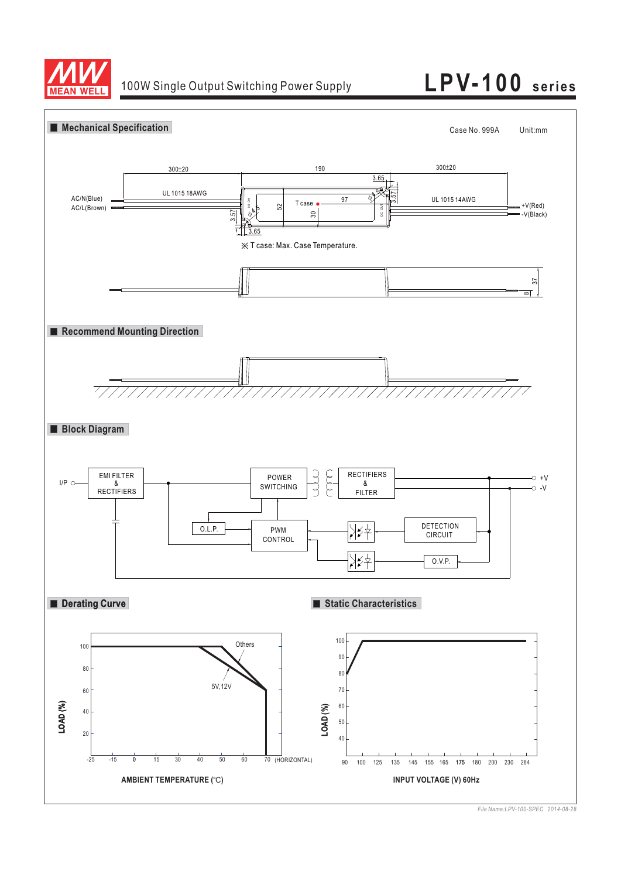MEAN WELL

100W Single Output Switching Power Supply

# LPV-100 series

## Mechanical Specification

Case No. 999A Unit:mm

300±20

190

300±20

3.65

UL 1015 18AWG

AC/N(Blue)

AC/L(Brown)

3.57

52

T case

97

30

3.57

UL 1015 14AWG

+V(Red)

-V(Black)

3.65

※ T case: Max. Case Temperature.

37

8

## Recommend Mounting Direction

## Block Diagram

I/P

EMI FILTER & RECTIFIERS

POWER SWITCHING

RECTIFIERS & FILTER

+V

-V

O.L.P.

PWM CONTROL

DETECTION CIRCUIT

O.V.P.

## Derating Curve

LOAD (%)

100
80
60
40
20

Others

5V,12V

-25 -15 0 15 30 40 50 60 70 (HORIZONTAL)

AMBIENT TEMPERATURE (℃)

## Static Characteristics

LOAD (%)

100
90
80
70
60
50
40

90 100 125 135 145 155 165 175 180 200 230 264

INPUT VOLTAGE (V) 60Hz

File Name:LPV-100-SPEC 2014-08-28